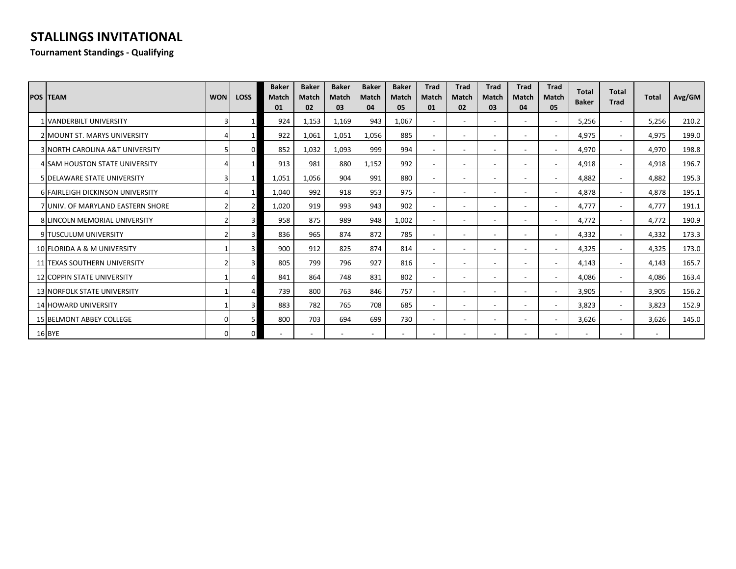# STALLINGS INVITATIONAL

**Tournament Standings - Qualifying**

| POS | TEAM | WON | LOSS | Baker Match 01 | Baker Match 02 | Baker Match 03 | Baker Match 04 | Baker Match 05 | Trad Match 01 | Trad Match 02 | Trad Match 03 | Trad Match 04 | Trad Match 05 | Total Baker | Total Trad | Total | Avg/GM |
|---|---|---|---|---|---|---|---|---|---|---|---|---|---|---|---|---|---|
| 1 | VANDERBILT UNIVERSITY | 3 | 1 | 924 | 1,153 | 1,169 | 943 | 1,067 | - | - | - | - | - | 5,256 | - | 5,256 | 210.2 |
| 2 | MOUNT ST. MARYS UNIVERSITY | 4 | 1 | 922 | 1,061 | 1,051 | 1,056 | 885 | - | - | - | - | - | 4,975 | - | 4,975 | 199.0 |
| 3 | NORTH CAROLINA A&T UNIVERSITY | 5 | 0 | 852 | 1,032 | 1,093 | 999 | 994 | - | - | - | - | - | 4,970 | - | 4,970 | 198.8 |
| 4 | SAM HOUSTON STATE UNIVERSITY | 4 | 1 | 913 | 981 | 880 | 1,152 | 992 | - | - | - | - | - | 4,918 | - | 4,918 | 196.7 |
| 5 | DELAWARE STATE UNIVERSITY | 3 | 1 | 1,051 | 1,056 | 904 | 991 | 880 | - | - | - | - | - | 4,882 | - | 4,882 | 195.3 |
| 6 | FAIRLEIGH DICKINSON UNIVERSITY | 4 | 1 | 1,040 | 992 | 918 | 953 | 975 | - | - | - | - | - | 4,878 | - | 4,878 | 195.1 |
| 7 | UNIV. OF MARYLAND EASTERN SHORE | 2 | 2 | 1,020 | 919 | 993 | 943 | 902 | - | - | - | - | - | 4,777 | - | 4,777 | 191.1 |
| 8 | LINCOLN MEMORIAL UNIVERSITY | 2 | 3 | 958 | 875 | 989 | 948 | 1,002 | - | - | - | - | - | 4,772 | - | 4,772 | 190.9 |
| 9 | TUSCULUM UNIVERSITY | 2 | 3 | 836 | 965 | 874 | 872 | 785 | - | - | - | - | - | 4,332 | - | 4,332 | 173.3 |
| 10 | FLORIDA A & M UNIVERSITY | 1 | 3 | 900 | 912 | 825 | 874 | 814 | - | - | - | - | - | 4,325 | - | 4,325 | 173.0 |
| 11 | TEXAS SOUTHERN UNIVERSITY | 2 | 3 | 805 | 799 | 796 | 927 | 816 | - | - | - | - | - | 4,143 | - | 4,143 | 165.7 |
| 12 | COPPIN STATE UNIVERSITY | 1 | 4 | 841 | 864 | 748 | 831 | 802 | - | - | - | - | - | 4,086 | - | 4,086 | 163.4 |
| 13 | NORFOLK STATE UNIVERSITY | 1 | 4 | 739 | 800 | 763 | 846 | 757 | - | - | - | - | - | 3,905 | - | 3,905 | 156.2 |
| 14 | HOWARD UNIVERSITY | 1 | 3 | 883 | 782 | 765 | 708 | 685 | - | - | - | - | - | 3,823 | - | 3,823 | 152.9 |
| 15 | BELMONT ABBEY COLLEGE | 0 | 5 | 800 | 703 | 694 | 699 | 730 | - | - | - | - | - | 3,626 | - | 3,626 | 145.0 |
| 16 | BYE | 0 | 0 | - | - | - | - | - | - | - | - | - | - | - | - | - | |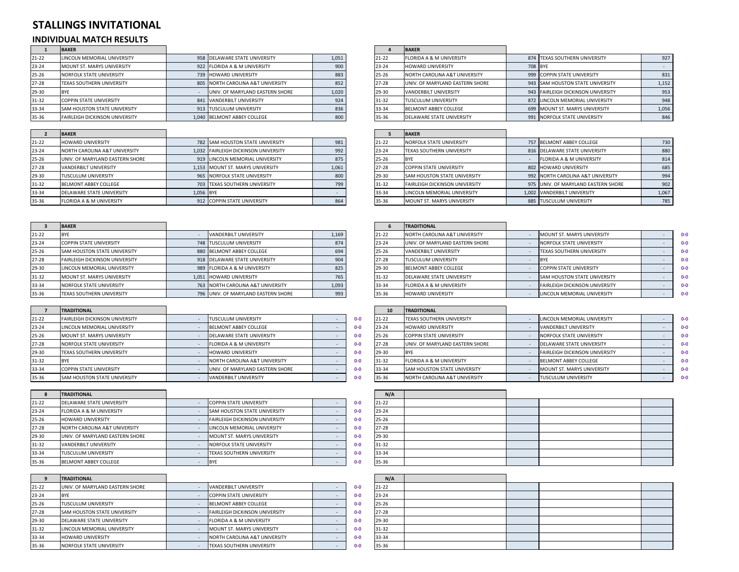# STALLINGS INVITATIONAL

## INDIVIDUAL MATCH RESULTS

| 1 | BAKER | | | |
|---|---|---|---|---|
| 21-22 | LINCOLN MEMORIAL UNIVERSITY | 958 | DELAWARE STATE UNIVERSITY | 1,051 |
| 23-24 | MOUNT ST. MARYS UNIVERSITY | 922 | FLORIDA A & M UNIVERSITY | 900 |
| 25-26 | NORFOLK STATE UNIVERSITY | 739 | HOWARD UNIVERSITY | 883 |
| 27-28 | TEXAS SOUTHERN UNIVERSITY | 805 | NORTH CAROLINA A&T UNIVERSITY | 852 |
| 29-30 | BYE | - | UNIV. OF MARYLAND EASTERN SHORE | 1,020 |
| 31-32 | COPPIN STATE UNIVERSITY | 841 | VANDERBILT UNIVERSITY | 924 |
| 33-34 | SAM HOUSTON STATE UNIVERSITY | 913 | TUSCULUM UNIVERSITY | 836 |
| 35-36 | FAIRLEIGH DICKINSON UNIVERSITY | 1,040 | BELMONT ABBEY COLLEGE | 800 |

| 2 | BAKER | | | |
|---|---|---|---|---|
| 21-22 | HOWARD UNIVERSITY | 782 | SAM HOUSTON STATE UNIVERSITY | 981 |
| 23-24 | NORTH CAROLINA A&T UNIVERSITY | 1,032 | FAIRLEIGH DICKINSON UNIVERSITY | 992 |
| 25-26 | UNIV. OF MARYLAND EASTERN SHORE | 919 | LINCOLN MEMORIAL UNIVERSITY | 875 |
| 27-28 | VANDERBILT UNIVERSITY | 1,153 | MOUNT ST. MARYS UNIVERSITY | 1,061 |
| 29-30 | TUSCULUM UNIVERSITY | 965 | NORFOLK STATE UNIVERSITY | 800 |
| 31-32 | BELMONT ABBEY COLLEGE | 703 | TEXAS SOUTHERN UNIVERSITY | 799 |
| 33-34 | DELAWARE STATE UNIVERSITY | 1,056 | BYE | - |
| 35-36 | FLORIDA A & M UNIVERSITY | 912 | COPPIN STATE UNIVERSITY | 864 |

| 3 | BAKER | | | |
|---|---|---|---|---|
| 21-22 | BYE | - | VANDERBILT UNIVERSITY | 1,169 |
| 23-24 | COPPIN STATE UNIVERSITY | 748 | TUSCULUM UNIVERSITY | 874 |
| 25-26 | SAM HOUSTON STATE UNIVERSITY | 880 | BELMONT ABBEY COLLEGE | 694 |
| 27-28 | FAIRLEIGH DICKINSON UNIVERSITY | 918 | DELAWARE STATE UNIVERSITY | 904 |
| 29-30 | LINCOLN MEMORIAL UNIVERSITY | 989 | FLORIDA A & M UNIVERSITY | 825 |
| 31-32 | MOUNT ST. MARYS UNIVERSITY | 1,051 | HOWARD UNIVERSITY | 765 |
| 33-34 | NORFOLK STATE UNIVERSITY | 763 | NORTH CAROLINA A&T UNIVERSITY | 1,093 |
| 35-36 | TEXAS SOUTHERN UNIVERSITY | 796 | UNIV. OF MARYLAND EASTERN SHORE | 993 |

| 4 | BAKER | | | |
|---|---|---|---|---|
| 21-22 | FLORIDA A & M UNIVERSITY | 874 | TEXAS SOUTHERN UNIVERSITY | 927 |
| 23-24 | HOWARD UNIVERSITY | 708 | BYE | - |
| 25-26 | NORTH CAROLINA A&T UNIVERSITY | 999 | COPPIN STATE UNIVERSITY | 831 |
| 27-28 | UNIV. OF MARYLAND EASTERN SHORE | 943 | SAM HOUSTON STATE UNIVERSITY | 1,152 |
| 29-30 | VANDERBILT UNIVERSITY | 943 | FAIRLEIGH DICKINSON UNIVERSITY | 953 |
| 31-32 | TUSCULUM UNIVERSITY | 872 | LINCOLN MEMORIAL UNIVERSITY | 948 |
| 33-34 | BELMONT ABBEY COLLEGE | 699 | MOUNT ST. MARYS UNIVERSITY | 1,056 |
| 35-36 | DELAWARE STATE UNIVERSITY | 991 | NORFOLK STATE UNIVERSITY | 846 |

| 5 | BAKER | | | |
|---|---|---|---|---|
| 21-22 | NORFOLK STATE UNIVERSITY | 757 | BELMONT ABBEY COLLEGE | 730 |
| 23-24 | TEXAS SOUTHERN UNIVERSITY | 816 | DELAWARE STATE UNIVERSITY | 880 |
| 25-26 | BYE | - | FLORIDA A & M UNIVERSITY | 814 |
| 27-28 | COPPIN STATE UNIVERSITY | 802 | HOWARD UNIVERSITY | 685 |
| 29-30 | SAM HOUSTON STATE UNIVERSITY | 992 | NORTH CAROLINA A&T UNIVERSITY | 994 |
| 31-32 | FAIRLEIGH DICKINSON UNIVERSITY | 975 | UNIV. OF MARYLAND EASTERN SHORE | 902 |
| 33-34 | LINCOLN MEMORIAL UNIVERSITY | 1,002 | VANDERBILT UNIVERSITY | 1,067 |
| 35-36 | MOUNT ST. MARYS UNIVERSITY | 885 | TUSCULUM UNIVERSITY | 785 |

| 6 | TRADITIONAL | | | | |
|---|---|---|---|---|---|
| 21-22 | NORTH CAROLINA A&T UNIVERSITY | - | MOUNT ST. MARYS UNIVERSITY | - | 0-0 |
| 23-24 | UNIV. OF MARYLAND EASTERN SHORE | - | NORFOLK STATE UNIVERSITY | - | 0-0 |
| 25-26 | VANDERBILT UNIVERSITY | - | TEXAS SOUTHERN UNIVERSITY | - | 0-0 |
| 27-28 | TUSCULUM UNIVERSITY | - | BYE | - | 0-0 |
| 29-30 | BELMONT ABBEY COLLEGE | - | COPPIN STATE UNIVERSITY | - | 0-0 |
| 31-32 | DELAWARE STATE UNIVERSITY | - | SAM HOUSTON STATE UNIVERSITY | - | 0-0 |
| 33-34 | FLORIDA A & M UNIVERSITY | - | FAIRLEIGH DICKINSON UNIVERSITY | - | 0-0 |
| 35-36 | HOWARD UNIVERSITY | - | LINCOLN MEMORIAL UNIVERSITY | - | 0-0 |

| 7 | TRADITIONAL | | | | |
|---|---|---|---|---|---|
| 21-22 | FAIRLEIGH DICKINSON UNIVERSITY | - | TUSCULUM UNIVERSITY | - | 0-0 |
| 23-24 | LINCOLN MEMORIAL UNIVERSITY | - | BELMONT ABBEY COLLEGE | - | 0-0 |
| 25-26 | MOUNT ST. MARYS UNIVERSITY | - | DELAWARE STATE UNIVERSITY | - | 0-0 |
| 27-28 | NORFOLK STATE UNIVERSITY | - | FLORIDA A & M UNIVERSITY | - | 0-0 |
| 29-30 | TEXAS SOUTHERN UNIVERSITY | - | HOWARD UNIVERSITY | - | 0-0 |
| 31-32 | BYE | - | NORTH CAROLINA A&T UNIVERSITY | - | 0-0 |
| 33-34 | COPPIN STATE UNIVERSITY | - | UNIV. OF MARYLAND EASTERN SHORE | - | 0-0 |
| 35-36 | SAM HOUSTON STATE UNIVERSITY | - | VANDERBILT UNIVERSITY | - | 0-0 |

| 8 | TRADITIONAL | | | | |
|---|---|---|---|---|---|
| 21-22 | DELAWARE STATE UNIVERSITY | - | COPPIN STATE UNIVERSITY | - | 0-0 |
| 23-24 | FLORIDA A & M UNIVERSITY | - | SAM HOUSTON STATE UNIVERSITY | - | 0-0 |
| 25-26 | HOWARD UNIVERSITY | - | FAIRLEIGH DICKINSON UNIVERSITY | - | 0-0 |
| 27-28 | NORTH CAROLINA A&T UNIVERSITY | - | LINCOLN MEMORIAL UNIVERSITY | - | 0-0 |
| 29-30 | UNIV. OF MARYLAND EASTERN SHORE | - | MOUNT ST. MARYS UNIVERSITY | - | 0-0 |
| 31-32 | VANDERBILT UNIVERSITY | - | NORFOLK STATE UNIVERSITY | - | 0-0 |
| 33-34 | TUSCULUM UNIVERSITY | - | TEXAS SOUTHERN UNIVERSITY | - | 0-0 |
| 35-36 | BELMONT ABBEY COLLEGE | - | BYE | - | 0-0 |

| 9 | TRADITIONAL | | | | |
|---|---|---|---|---|---|
| 21-22 | UNIV. OF MARYLAND EASTERN SHORE | - | VANDERBILT UNIVERSITY | - | 0-0 |
| 23-24 | BYE | - | COPPIN STATE UNIVERSITY | - | 0-0 |
| 25-26 | TUSCULUM UNIVERSITY | - | BELMONT ABBEY COLLEGE | - | 0-0 |
| 27-28 | SAM HOUSTON STATE UNIVERSITY | - | FAIRLEIGH DICKINSON UNIVERSITY | - | 0-0 |
| 29-30 | DELAWARE STATE UNIVERSITY | - | FLORIDA A & M UNIVERSITY | - | 0-0 |
| 31-32 | LINCOLN MEMORIAL UNIVERSITY | - | MOUNT ST. MARYS UNIVERSITY | - | 0-0 |
| 33-34 | HOWARD UNIVERSITY | - | NORTH CAROLINA A&T UNIVERSITY | - | 0-0 |
| 35-36 | NORFOLK STATE UNIVERSITY | - | TEXAS SOUTHERN UNIVERSITY | - | 0-0 |

| 10 | TRADITIONAL | | | | |
|---|---|---|---|---|---|
| 21-22 | TEXAS SOUTHERN UNIVERSITY | - | LINCOLN MEMORIAL UNIVERSITY | - | 0-0 |
| 23-24 | HOWARD UNIVERSITY | - | VANDERBILT UNIVERSITY | - | 0-0 |
| 25-26 | COPPIN STATE UNIVERSITY | - | NORFOLK STATE UNIVERSITY | - | 0-0 |
| 27-28 | UNIV. OF MARYLAND EASTERN SHORE | - | DELAWARE STATE UNIVERSITY | - | 0-0 |
| 29-30 | BYE | - | FAIRLEIGH DICKINSON UNIVERSITY | - | 0-0 |
| 31-32 | FLORIDA A & M UNIVERSITY | - | BELMONT ABBEY COLLEGE | - | 0-0 |
| 33-34 | SAM HOUSTON STATE UNIVERSITY | - | MOUNT ST. MARYS UNIVERSITY | - | 0-0 |
| 35-36 | NORTH CAROLINA A&T UNIVERSITY | - | TUSCULUM UNIVERSITY | - | 0-0 |

| N/A | | | | |
|---|---|---|---|---|
| 21-22 | | | | |
| 23-24 | | | | |
| 25-26 | | | | |
| 27-28 | | | | |
| 29-30 | | | | |
| 31-32 | | | | |
| 33-34 | | | | |
| 35-36 | | | | |

| N/A | | | | |
|---|---|---|---|---|
| 21-22 | | | | |
| 23-24 | | | | |
| 25-26 | | | | |
| 27-28 | | | | |
| 29-30 | | | | |
| 31-32 | | | | |
| 33-34 | | | | |
| 35-36 | | | | |